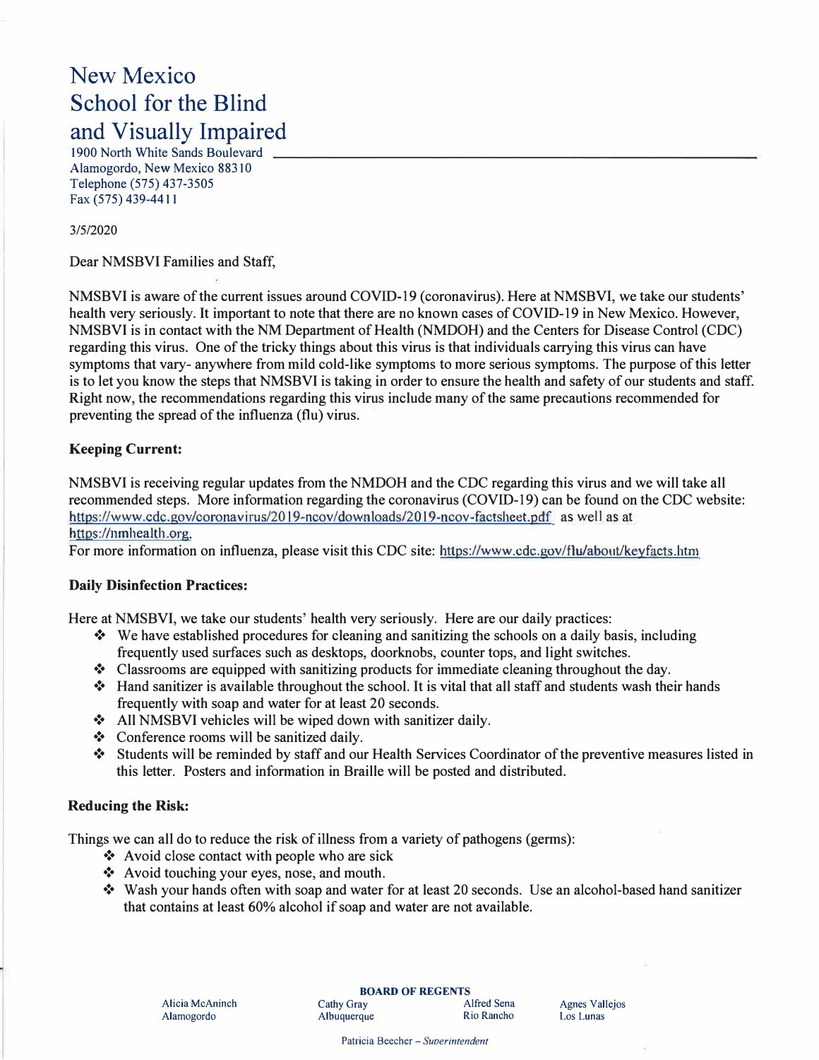# New Mexico School for the Blind and Visually Impaired

1900 North White Sands Boulevard
Alamogordo, New Mexico 88310
Telephone (575) 437-3505
Fax (575) 439-4411

3/5/2020

Dear NMSBVI Families and Staff,

NMSBVI is aware of the current issues around COVID-19 (coronavirus). Here at NMSBVI, we take our students' health very seriously. It important to note that there are no known cases of COVID-19 in New Mexico. However, NMSBVI is in contact with the NM Department of Health (NMDOH) and the Centers for Disease Control (CDC) regarding this virus. One of the tricky things about this virus is that individuals carrying this virus can have symptoms that vary- anywhere from mild cold-like symptoms to more serious symptoms. The purpose of this letter is to let you know the steps that NMSBVI is taking in order to ensure the health and safety of our students and staff. Right now, the recommendations regarding this virus include many of the same precautions recommended for preventing the spread of the influenza (flu) virus.

**Keeping Current:**

NMSBVI is receiving regular updates from the NMDOH and the CDC regarding this virus and we will take all recommended steps. More information regarding the coronavirus (COVID-19) can be found on the CDC website: https://www.cdc.gov/coronavirus/2019-ncov/downloads/2019-ncov-factsheet.pdf as well as at https://nmhealth.org.
For more information on influenza, please visit this CDC site: https://www.cdc.gov/flu/about/keyfacts.htm

**Daily Disinfection Practices:**

Here at NMSBVI, we take our students' health very seriously. Here are our daily practices:

- We have established procedures for cleaning and sanitizing the schools on a daily basis, including frequently used surfaces such as desktops, doorknobs, counter tops, and light switches.
- Classrooms are equipped with sanitizing products for immediate cleaning throughout the day.
- Hand sanitizer is available throughout the school. It is vital that all staff and students wash their hands frequently with soap and water for at least 20 seconds.
- All NMSBVI vehicles will be wiped down with sanitizer daily.
- Conference rooms will be sanitized daily.
- Students will be reminded by staff and our Health Services Coordinator of the preventive measures listed in this letter. Posters and information in Braille will be posted and distributed.

**Reducing the Risk:**

Things we can all do to reduce the risk of illness from a variety of pathogens (germs):

- Avoid close contact with people who are sick
- Avoid touching your eyes, nose, and mouth.
- Wash your hands often with soap and water for at least 20 seconds. Use an alcohol-based hand sanitizer that contains at least 60% alcohol if soap and water are not available.

**BOARD OF REGENTS**

Alicia McAninch, Alamogordo
Cathy Gray, Albuquerque
Alfred Sena, Rio Rancho
Agnes Vallejos, Los Lunas

Patricia Beecher – *Superintendent*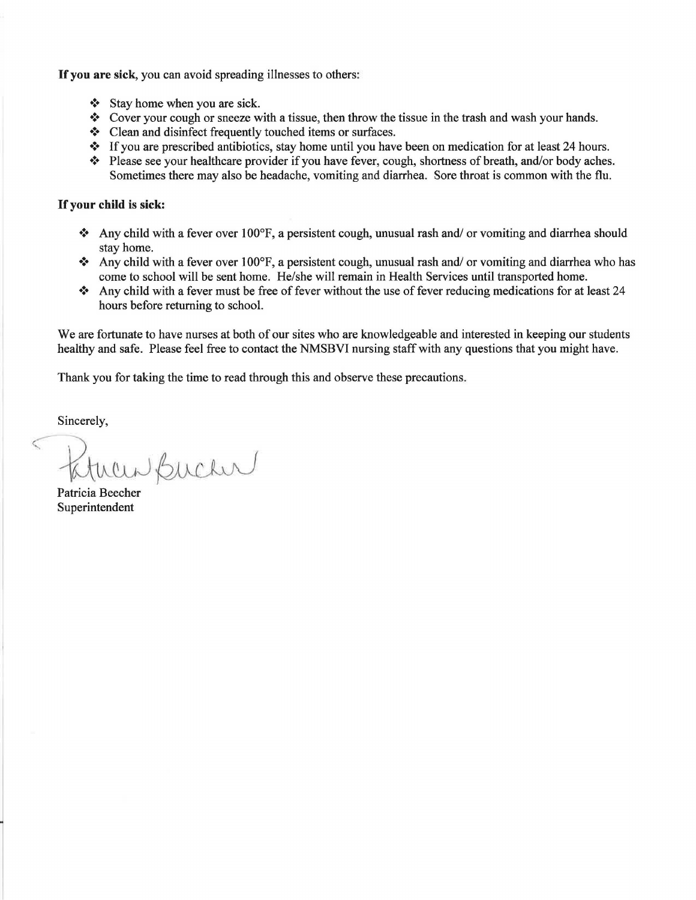**If you are sick**, you can avoid spreading illnesses to others:

- Stay home when you are sick.
- Cover your cough or sneeze with a tissue, then throw the tissue in the trash and wash your hands.
- Clean and disinfect frequently touched items or surfaces.
- If you are prescribed antibiotics, stay home until you have been on medication for at least 24 hours.
- Please see your healthcare provider if you have fever, cough, shortness of breath, and/or body aches. Sometimes there may also be headache, vomiting and diarrhea. Sore throat is common with the flu.

**If your child is sick:**

- Any child with a fever over 100°F, a persistent cough, unusual rash and/ or vomiting and diarrhea should stay home.
- Any child with a fever over 100°F, a persistent cough, unusual rash and/ or vomiting and diarrhea who has come to school will be sent home. He/she will remain in Health Services until transported home.
- Any child with a fever must be free of fever without the use of fever reducing medications for at least 24 hours before returning to school.

We are fortunate to have nurses at both of our sites who are knowledgeable and interested in keeping our students healthy and safe. Please feel free to contact the NMSBVI nursing staff with any questions that you might have.

Thank you for taking the time to read through this and observe these precautions.

Sincerely,

Patricia Beecher
Superintendent